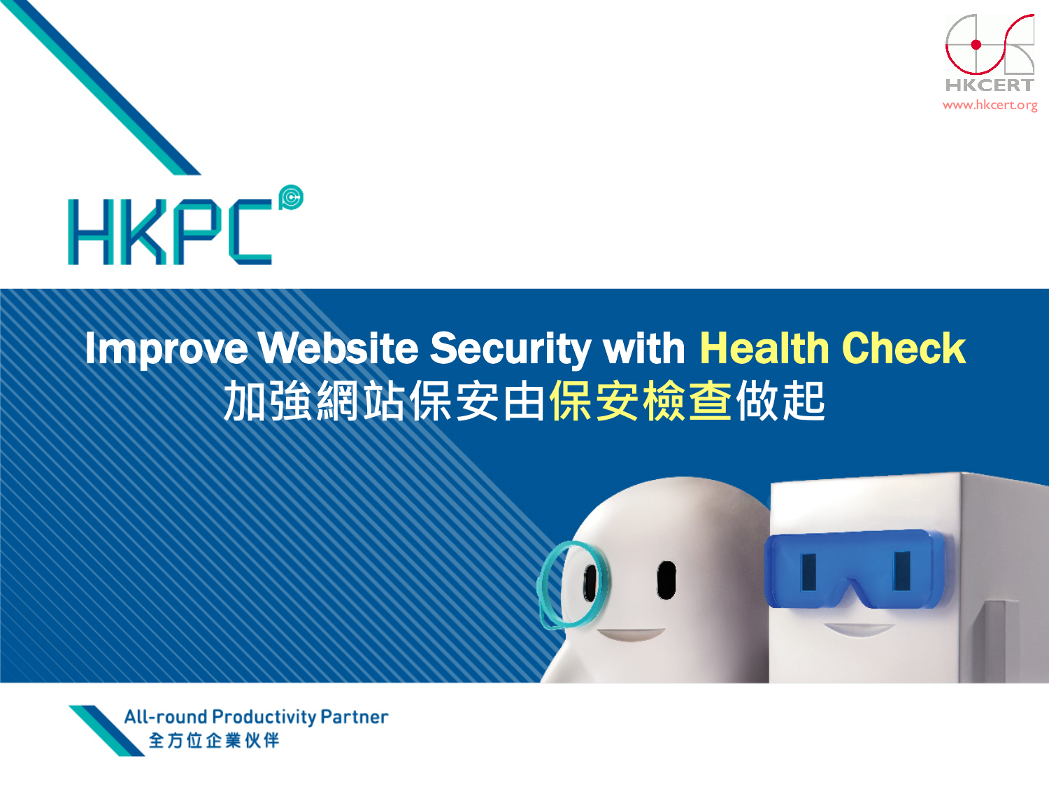HKCERT

www.hkcert.org

HKPC

# Improve Website Security with Health Check

# 加強網站保安由保安檢查做起

All-round Productivity Partner

全方位企業伙伴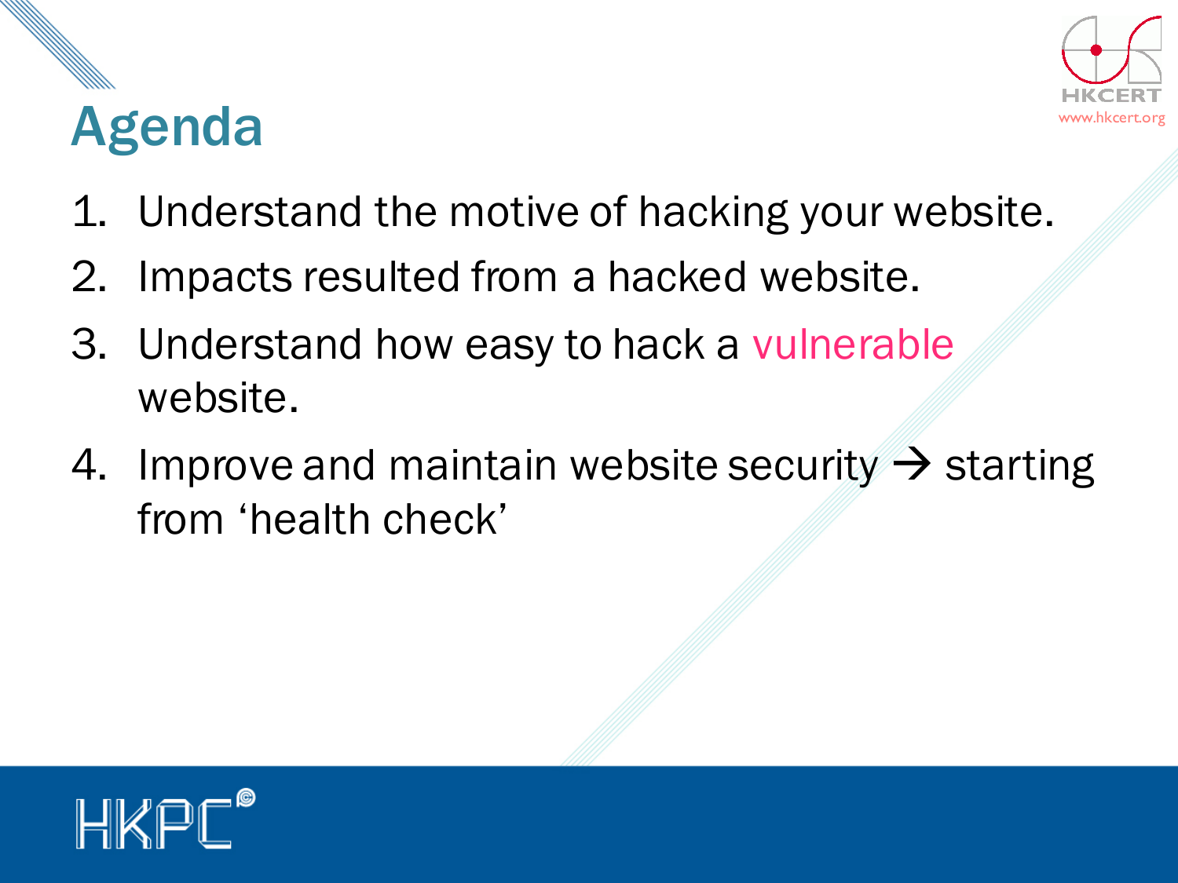# Agenda

1. Understand the motive of hacking your website.
2. Impacts resulted from a hacked website.
3. Understand how easy to hack a vulnerable website.
4. Improve and maintain website security → starting from ‘health check’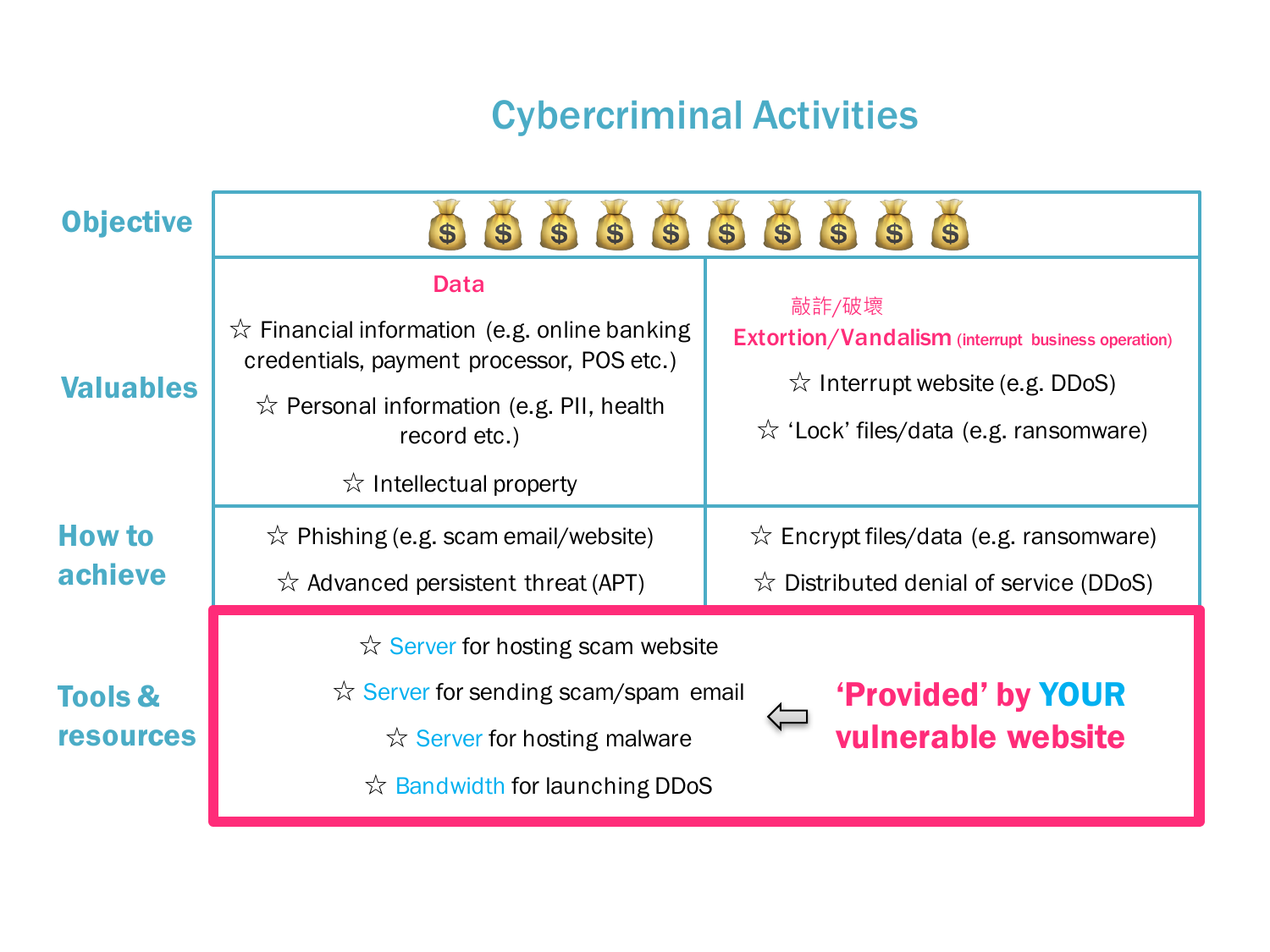# Cybercriminal Activities

| | | |
|---|---|---|
| **Objective** | 💰 💰 💰 💰 💰 💰 💰 💰 💰 💰 | |
| **Valuables** | **Data**<br>☆ Financial information (e.g. online banking credentials, payment processor, POS etc.)<br>☆ Personal information (e.g. PII, health record etc.)<br>☆ Intellectual property | 敲詐/破壞<br>**Extortion/Vandalism** (interrupt business operation)<br>☆ Interrupt website (e.g. DDoS)<br>☆ 'Lock' files/data (e.g. ransomware) |
| **How to achieve** | ☆ Phishing (e.g. scam email/website)<br>☆ Advanced persistent threat (APT) | ☆ Encrypt files/data (e.g. ransomware)<br>☆ Distributed denial of service (DDoS) |
| **Tools & resources** | ☆ Server for hosting scam website<br>☆ Server for sending scam/spam email<br>☆ Server for hosting malware<br>☆ Bandwidth for launching DDoS | ⇦ **'Provided' by YOUR vulnerable website** |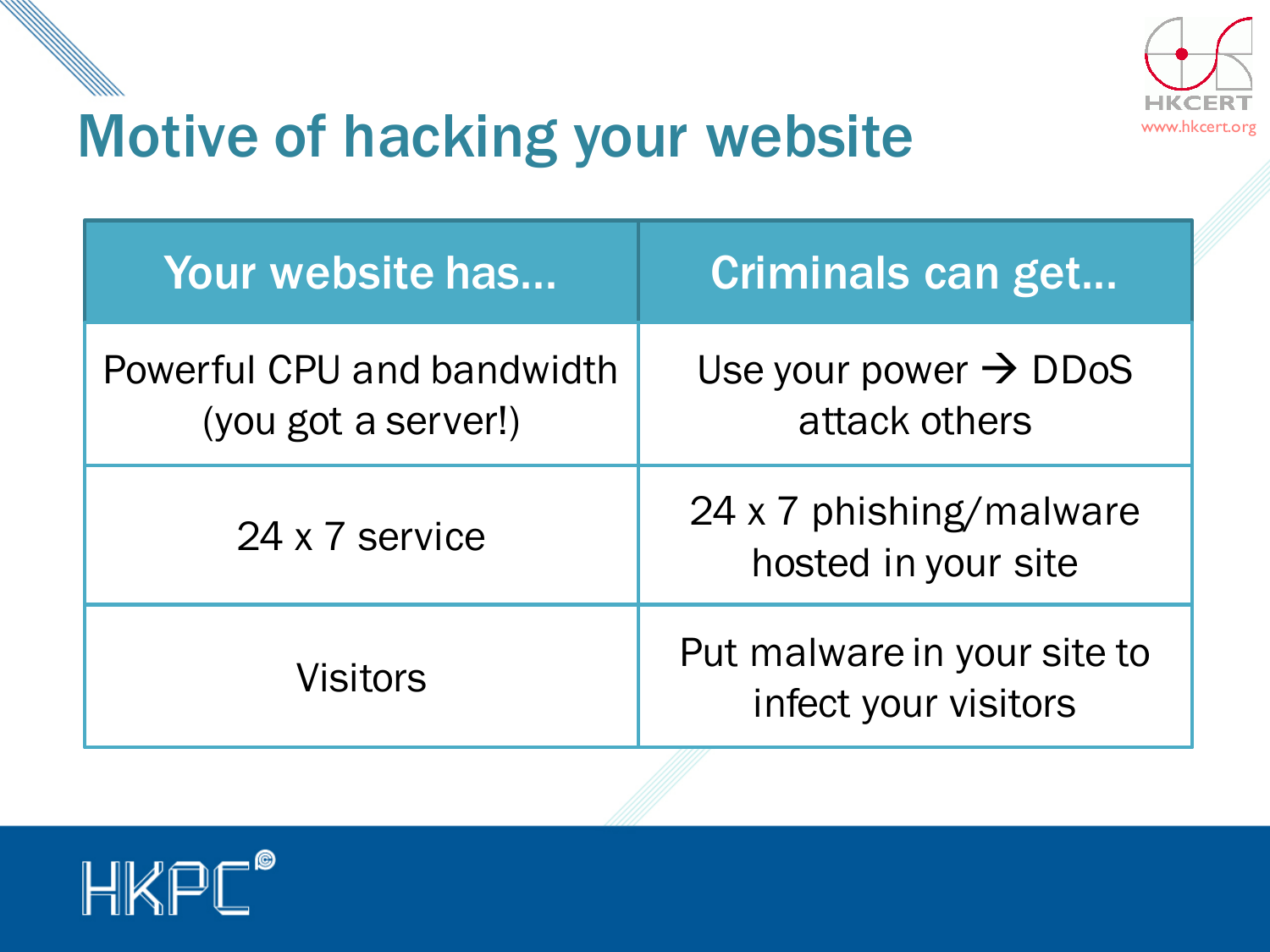# Motive of hacking your website

| Your website has... | Criminals can get... |
|---|---|
| Powerful CPU and bandwidth (you got a server!) | Use your power → DDoS attack others |
| 24 x 7 service | 24 x 7 phishing/malware hosted in your site |
| Visitors | Put malware in your site to infect your visitors |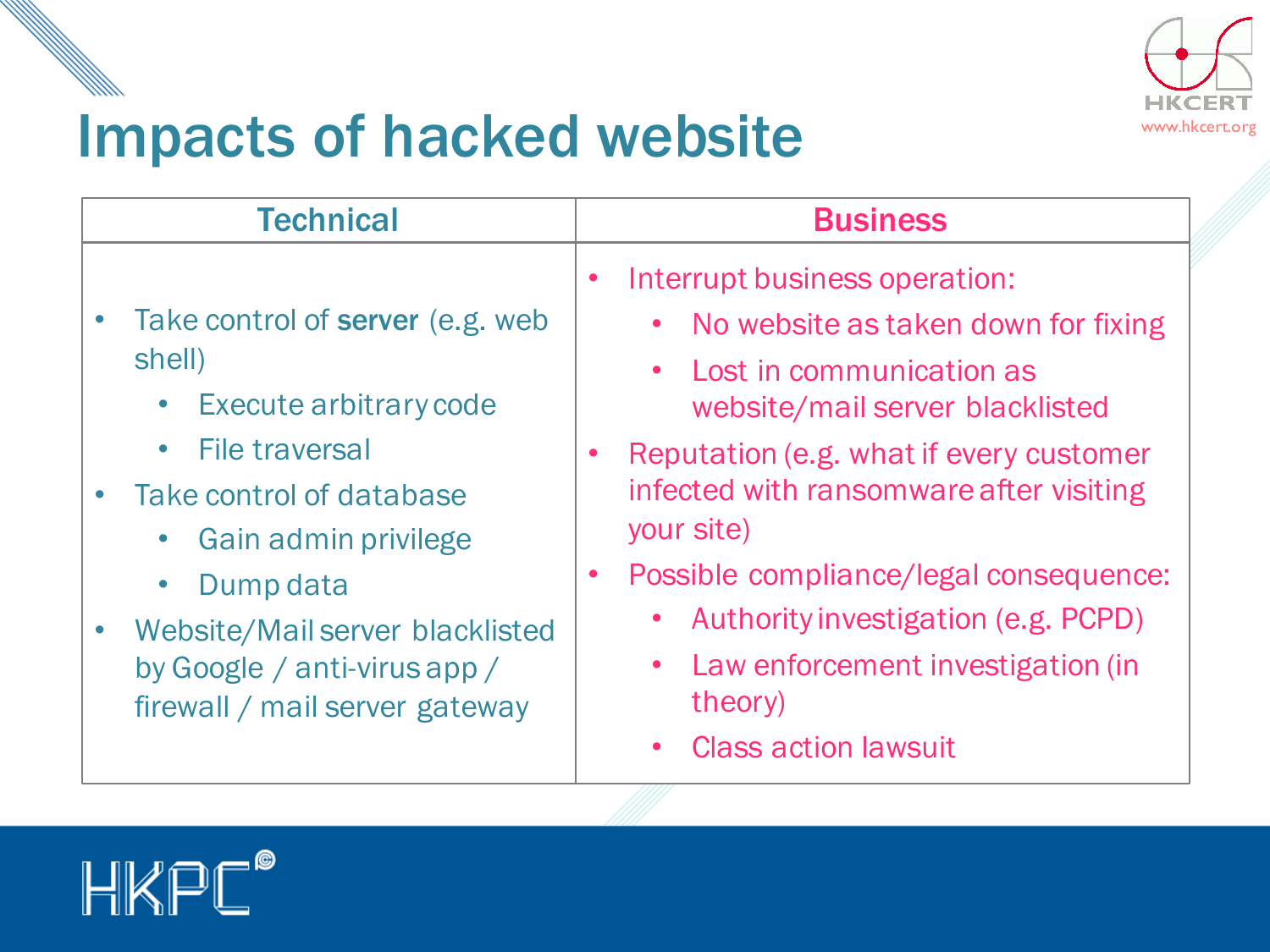# Impacts of hacked website

| Technical | Business |
|---|---|
| • Take control of **server** (e.g. web shell)<br>    • Execute arbitrary code<br>    • File traversal<br>• Take control of database<br>    • Gain admin privilege<br>    • Dump data<br>• Website/Mail server blacklisted by Google / anti-virus app / firewall / mail server gateway | • Interrupt business operation:<br>    • No website as taken down for fixing<br>    • Lost in communication as website/mail server blacklisted<br>• Reputation (e.g. what if every customer infected with ransomware after visiting your site)<br>• Possible compliance/legal consequence:<br>    • Authority investigation (e.g. PCPD)<br>    • Law enforcement investigation (in theory)<br>    • Class action lawsuit |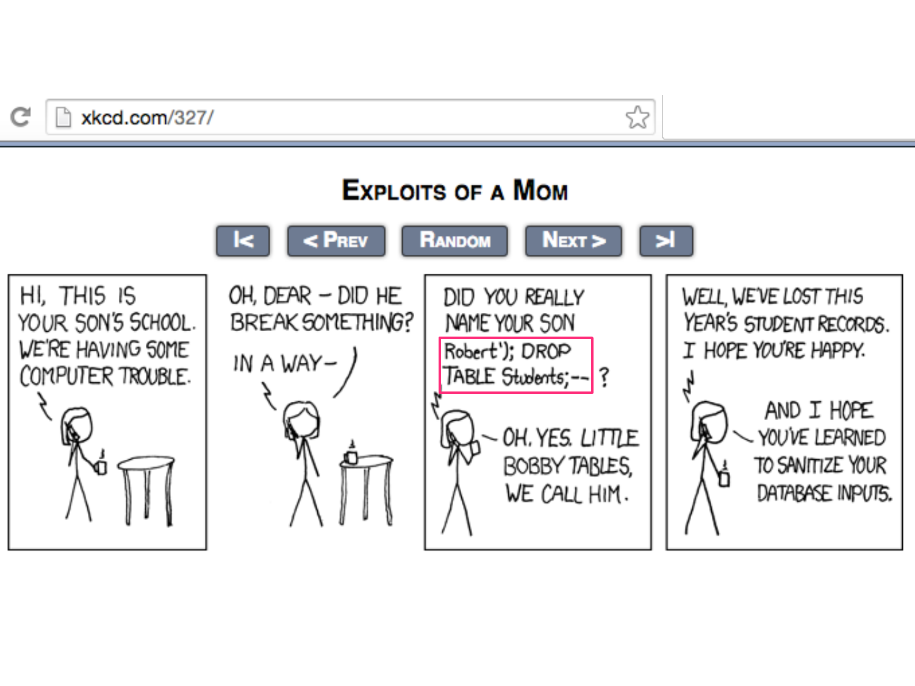xkcd.com/327/

# Exploits of a Mom

|< < Prev Random Next > >|

HI, THIS IS YOUR SON'S SCHOOL. WE'RE HAVING SOME COMPUTER TROUBLE.

OH, DEAR — DID HE BREAK SOMETHING?

IN A WAY—

DID YOU REALLY NAME YOUR SON Robert'); DROP TABLE Students;-- ?

OH, YES. LITTLE BOBBY TABLES, WE CALL HIM.

WELL, WE'VE LOST THIS YEAR'S STUDENT RECORDS. I HOPE YOU'RE HAPPY.

AND I HOPE YOU'VE LEARNED TO SANITIZE YOUR DATABASE INPUTS.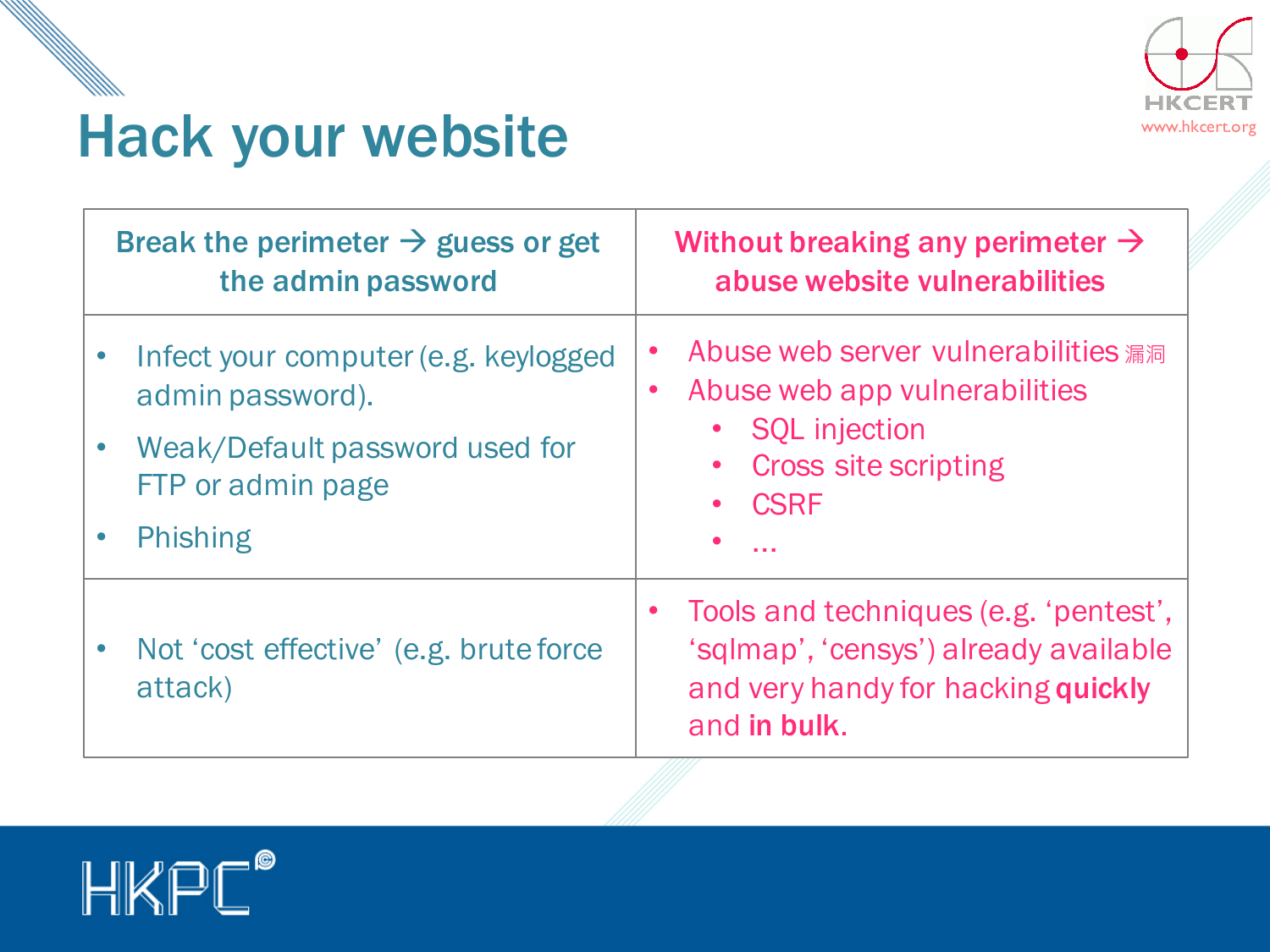# Hack your website

| Break the perimeter → guess or get the admin password | Without breaking any perimeter → abuse website vulnerabilities |
| --- | --- |
| • Infect your computer (e.g. keylogged admin password).<br>• Weak/Default password used for FTP or admin page<br>• Phishing | • Abuse web server vulnerabilities 漏洞<br>• Abuse web app vulnerabilities<br>  • SQL injection<br>  • Cross site scripting<br>  • CSRF<br>  • … |
| • Not ‘cost effective’ (e.g. brute force attack) | • Tools and techniques (e.g. ‘pentest’, ‘sqlmap’, ‘censys’) already available and very handy for hacking **quickly** and **in bulk**. |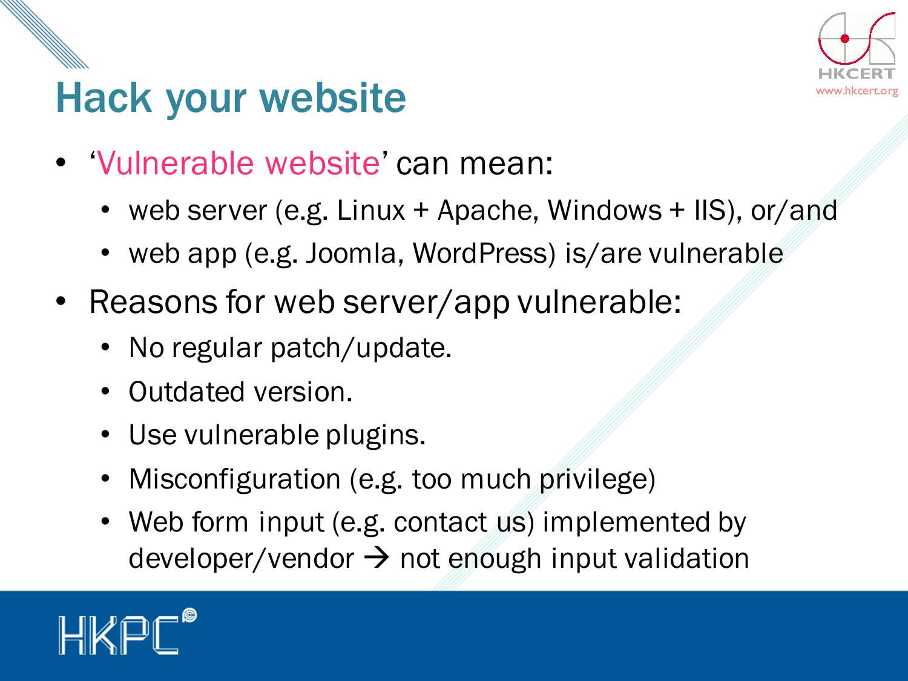# Hack your website

- 'Vulnerable website' can mean:
  - web server (e.g. Linux + Apache, Windows + IIS), or/and
  - web app (e.g. Joomla, WordPress) is/are vulnerable
- Reasons for web server/app vulnerable:
  - No regular patch/update.
  - Outdated version.
  - Use vulnerable plugins.
  - Misconfiguration (e.g. too much privilege)
  - Web form input (e.g. contact us) implemented by developer/vendor → not enough input validation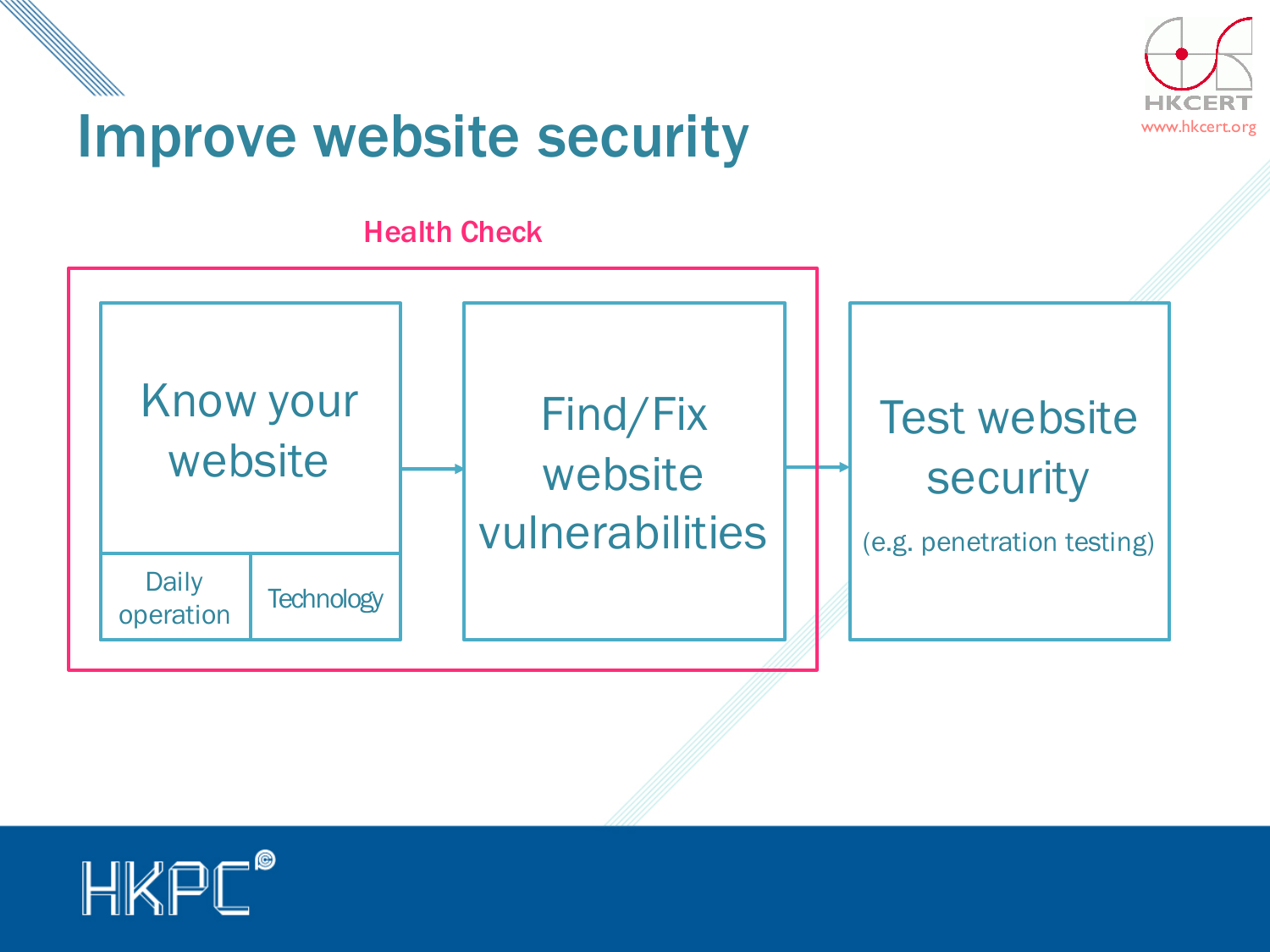# Improve website security

Health Check

Know your website

Daily operation

Technology

Find/Fix website vulnerabilities

Test website security

(e.g. penetration testing)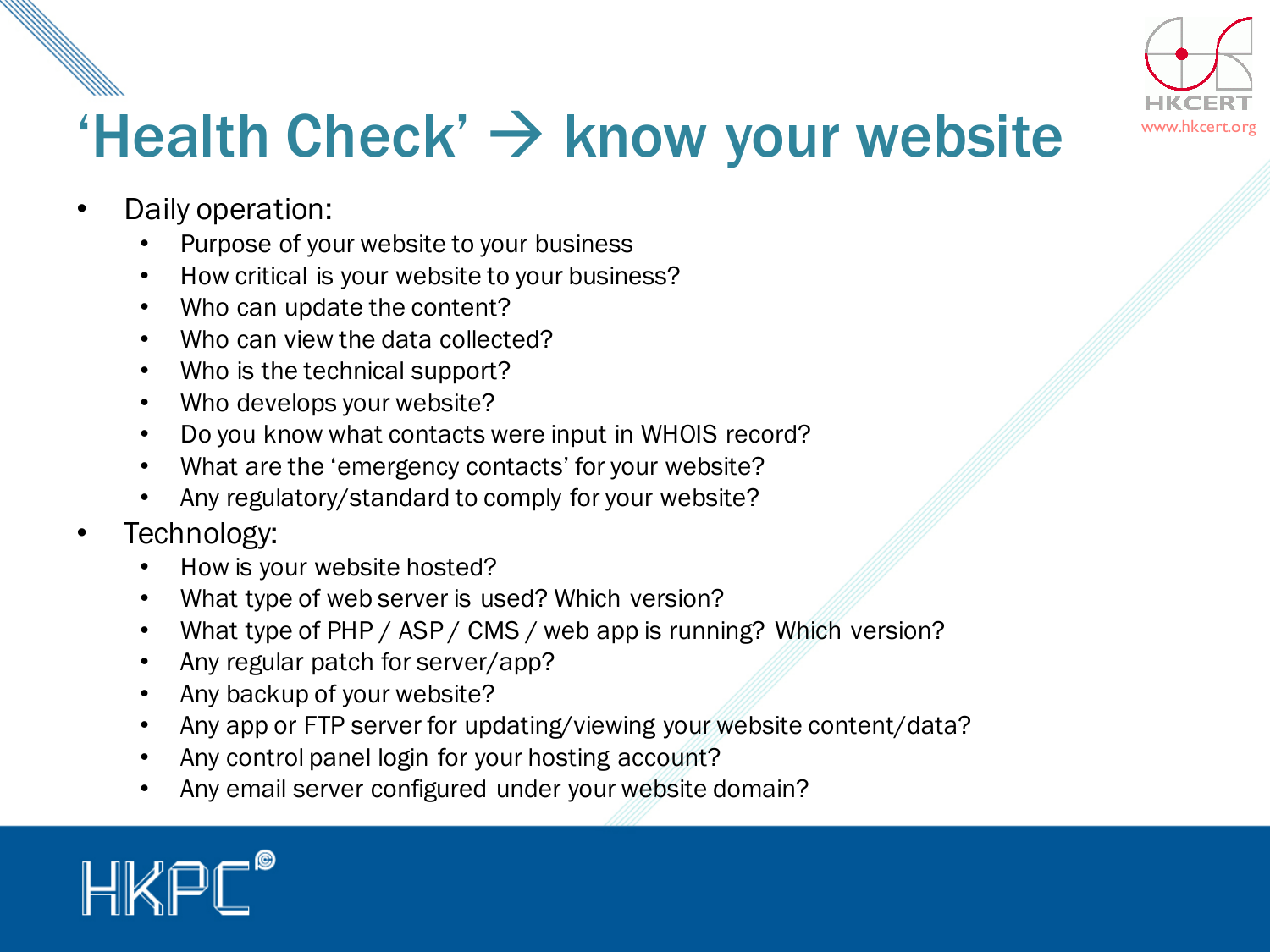# 'Health Check' → know your website

- Daily operation:
  - Purpose of your website to your business
  - How critical is your website to your business?
  - Who can update the content?
  - Who can view the data collected?
  - Who is the technical support?
  - Who develops your website?
  - Do you know what contacts were input in WHOIS record?
  - What are the 'emergency contacts' for your website?
  - Any regulatory/standard to comply for your website?
- Technology:
  - How is your website hosted?
  - What type of web server is used? Which version?
  - What type of PHP / ASP / CMS / web app is running? Which version?
  - Any regular patch for server/app?
  - Any backup of your website?
  - Any app or FTP server for updating/viewing your website content/data?
  - Any control panel login for your hosting account?
  - Any email server configured under your website domain?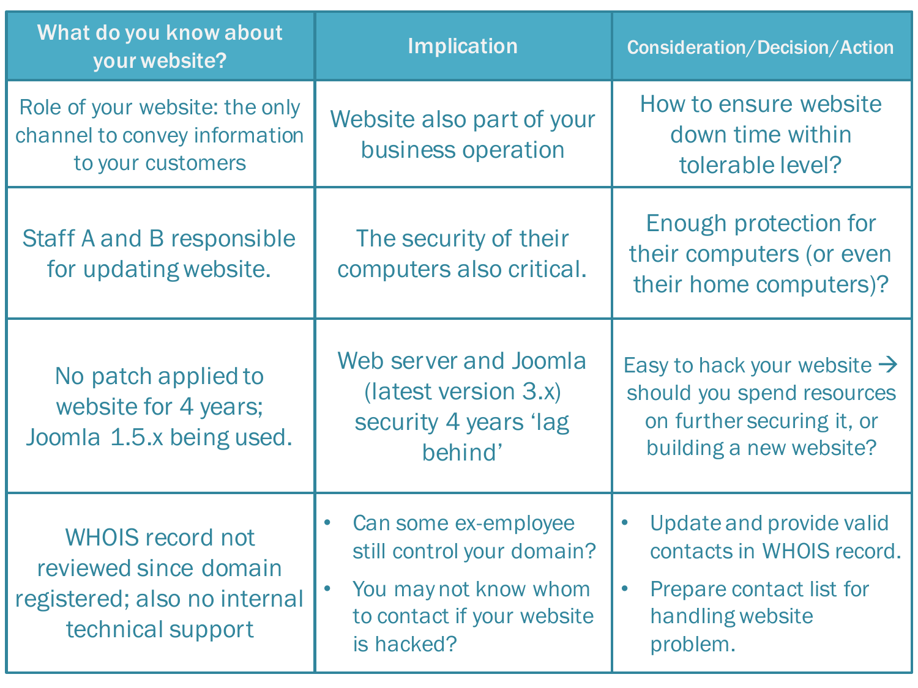| What do you know about your website? | Implication | Consideration/Decision/Action |
| --- | --- | --- |
| Role of your website: the only channel to convey information to your customers | Website also part of your business operation | How to ensure website down time within tolerable level? |
| Staff A and B responsible for updating website. | The security of their computers also critical. | Enough protection for their computers (or even their home computers)? |
| No patch applied to website for 4 years; Joomla 1.5.x being used. | Web server and Joomla (latest version 3.x) security 4 years 'lag behind' | Easy to hack your website → should you spend resources on further securing it, or building a new website? |
| WHOIS record not reviewed since domain registered; also no internal technical support | • Can some ex-employee still control your domain? <br> • You may not know whom to contact if your website is hacked? | • Update and provide valid contacts in WHOIS record. <br> • Prepare contact list for handling website problem. |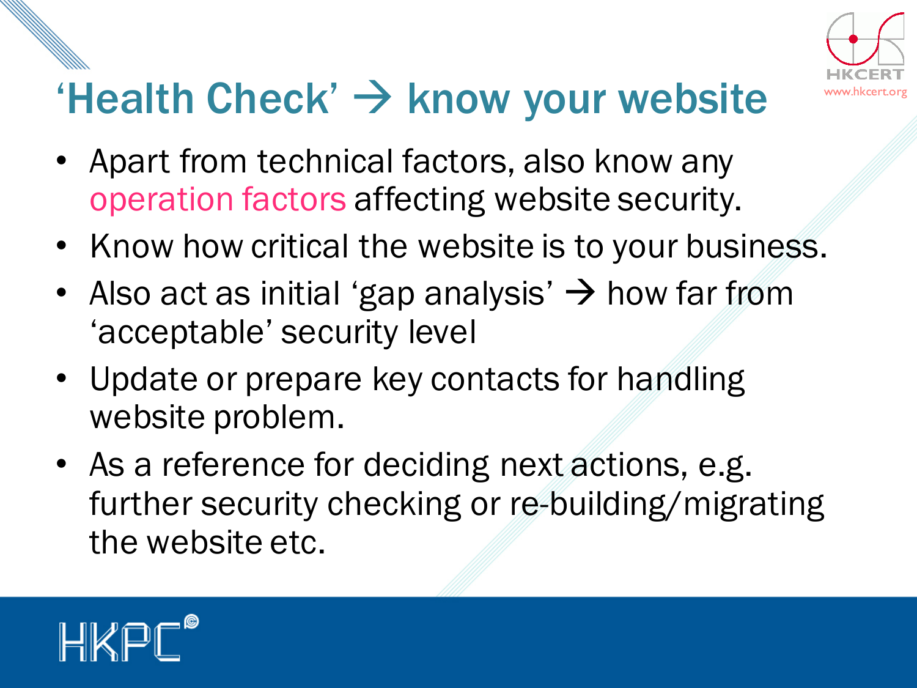# 'Health Check' → know your website

- Apart from technical factors, also know any operation factors affecting website security.
- Know how critical the website is to your business.
- Also act as initial 'gap analysis' → how far from 'acceptable' security level
- Update or prepare key contacts for handling website problem.
- As a reference for deciding next actions, e.g. further security checking or re-building/migrating the website etc.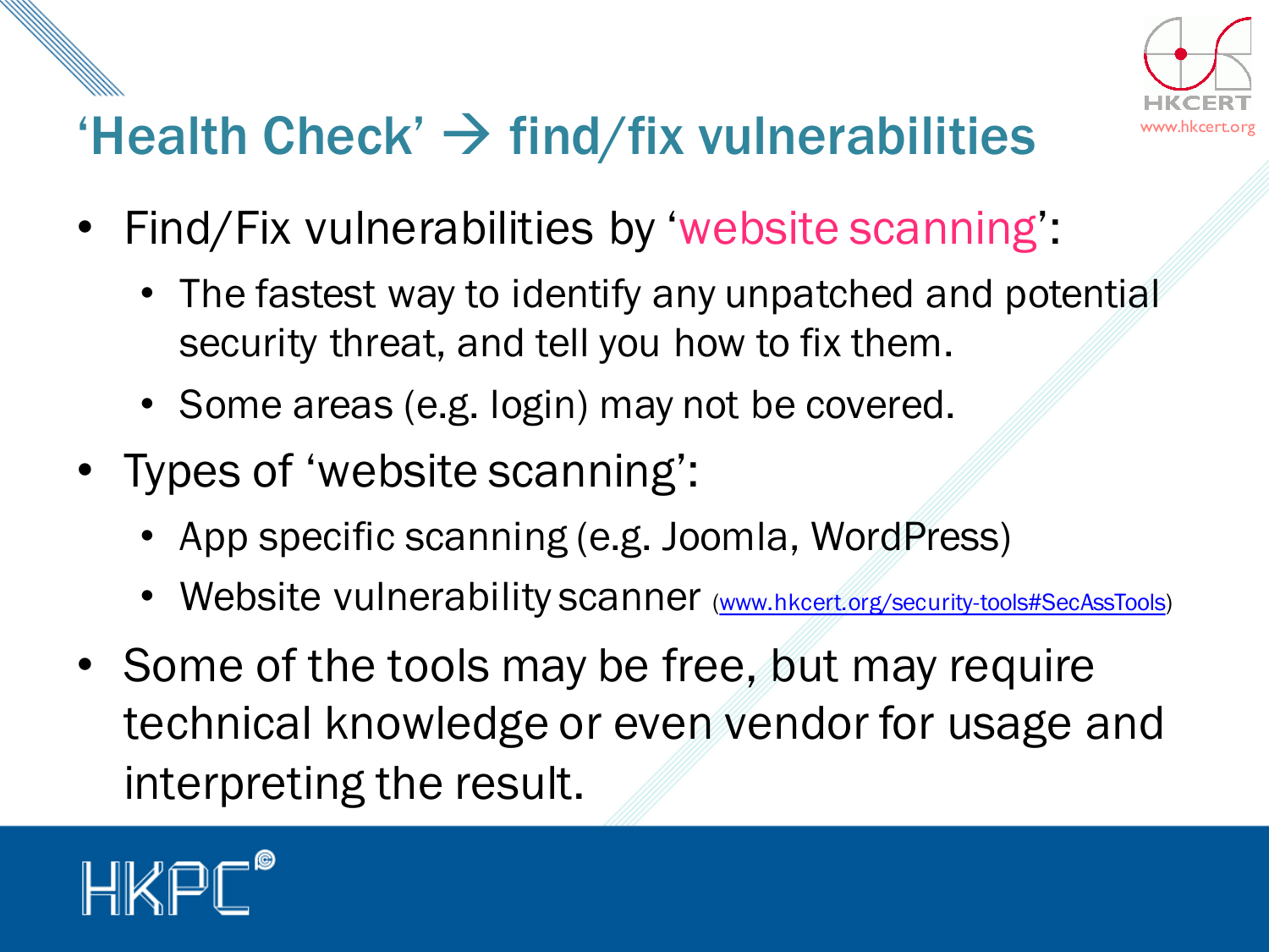# 'Health Check' → find/fix vulnerabilities

- Find/Fix vulnerabilities by 'website scanning':
  - The fastest way to identify any unpatched and potential security threat, and tell you how to fix them.
  - Some areas (e.g. login) may not be covered.
- Types of 'website scanning':
  - App specific scanning (e.g. Joomla, WordPress)
  - Website vulnerability scanner (www.hkcert.org/security-tools#SecAssTools)
- Some of the tools may be free, but may require technical knowledge or even vendor for usage and interpreting the result.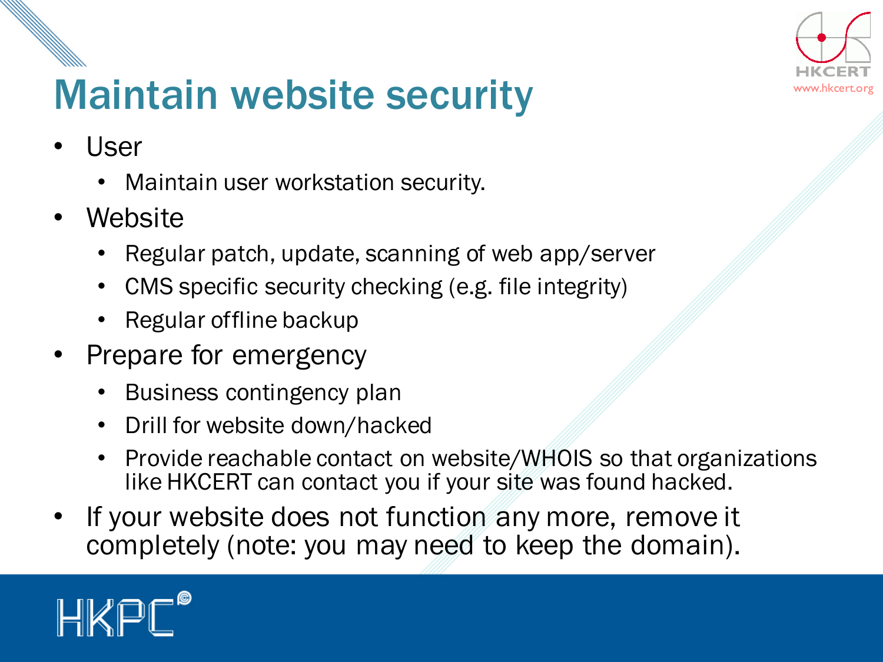# Maintain website security

- User
  - Maintain user workstation security.
- Website
  - Regular patch, update, scanning of web app/server
  - CMS specific security checking (e.g. file integrity)
  - Regular offline backup
- Prepare for emergency
  - Business contingency plan
  - Drill for website down/hacked
  - Provide reachable contact on website/WHOIS so that organizations like HKCERT can contact you if your site was found hacked.
- If your website does not function any more, remove it completely (note: you may need to keep the domain).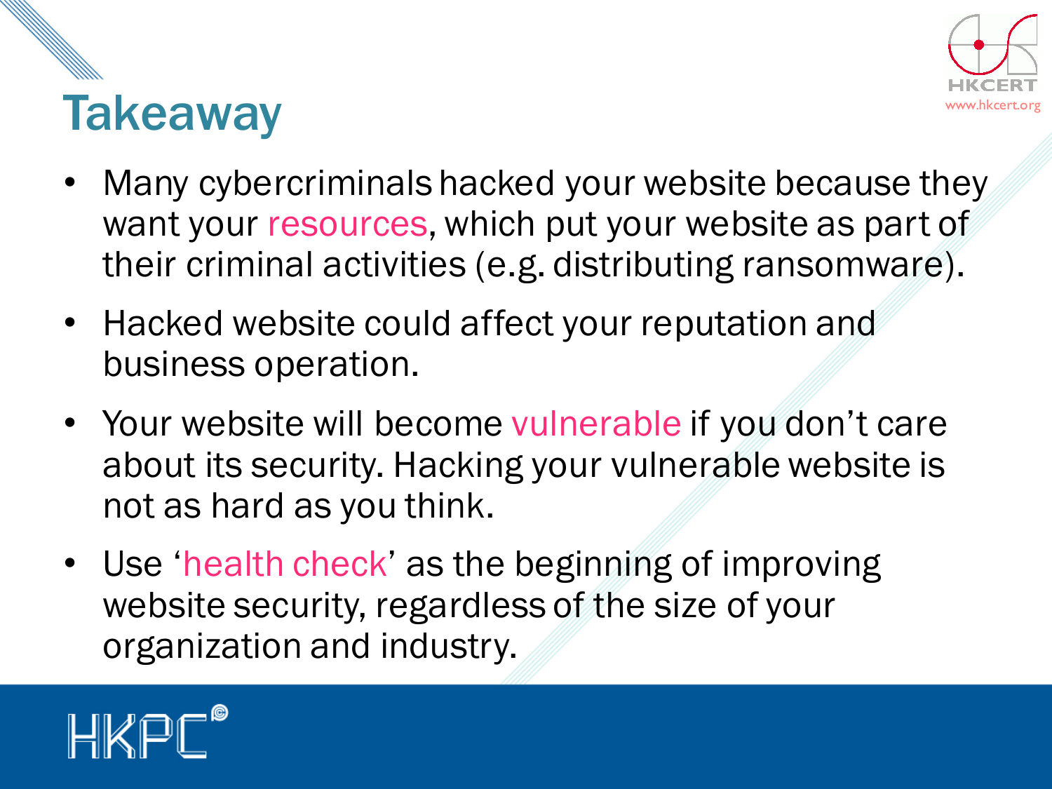# Takeaway

- Many cybercriminals hacked your website because they want your resources, which put your website as part of their criminal activities (e.g. distributing ransomware).
- Hacked website could affect your reputation and business operation.
- Your website will become vulnerable if you don't care about its security. Hacking your vulnerable website is not as hard as you think.
- Use 'health check' as the beginning of improving website security, regardless of the size of your organization and industry.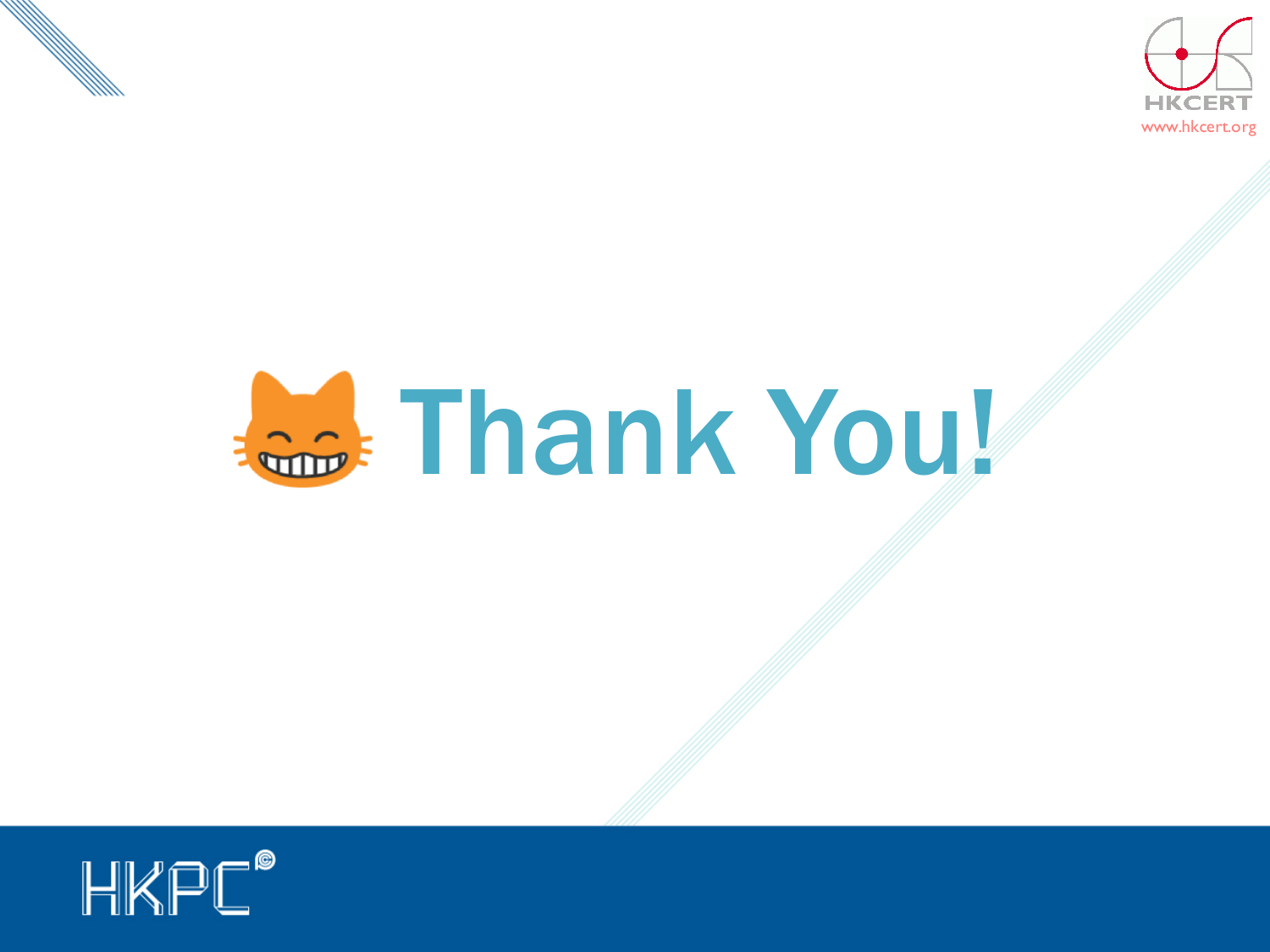# 😸 Thank You!